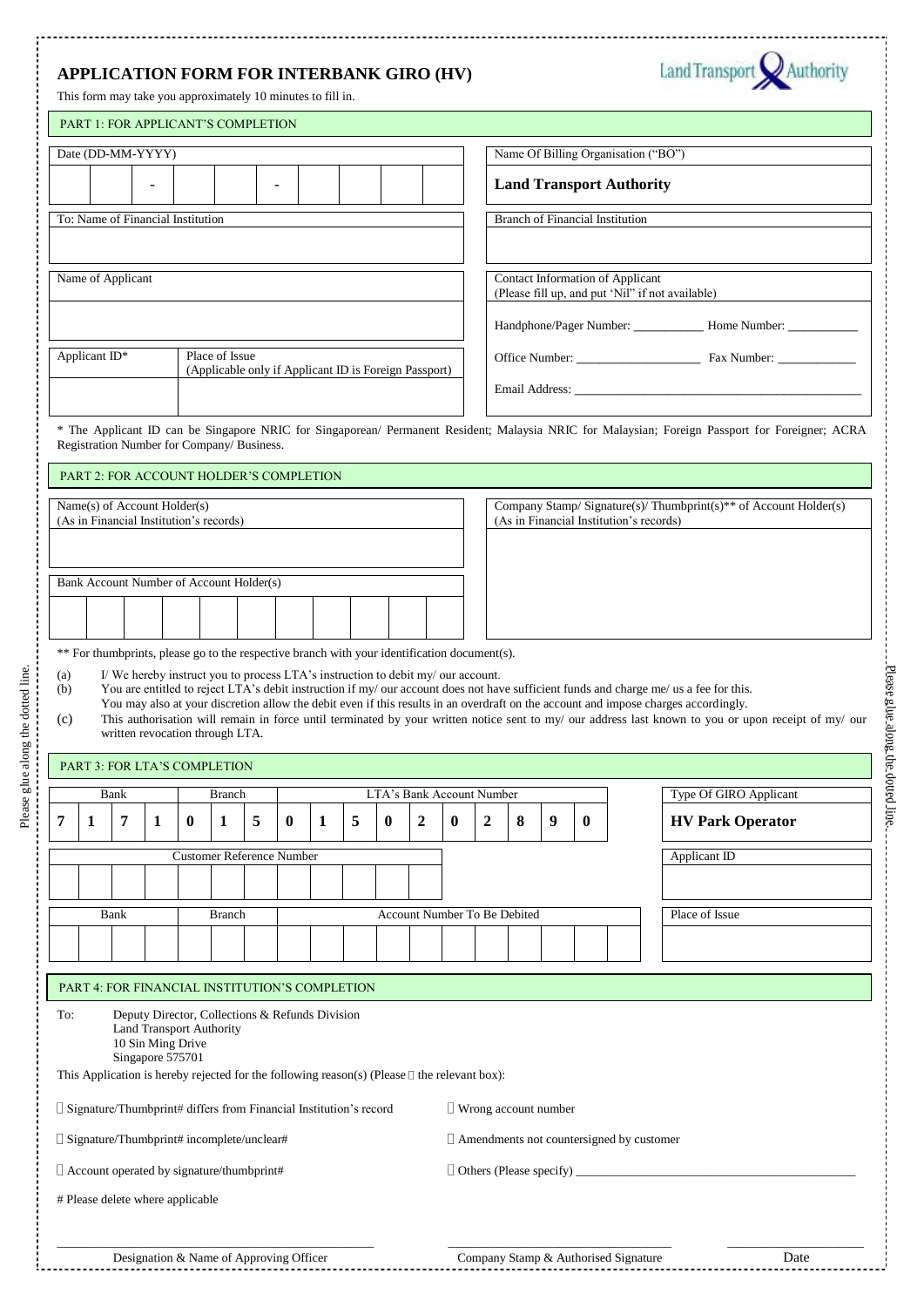# APPLICATION FORM FOR INTERBANK GIRO (HV)

This form may take you approximately 10 minutes to fill in.

Land Transport Authority

## PART 1: FOR APPLICANT'S COMPLETION

Date (DD-MM-YYYY)

| | | - | | | - | | | | |
|---|---|---|---|---|---|---|---|---|---|

Name Of Billing Organisation ("BO")

**Land Transport Authority**

To: Name of Financial Institution

Branch of Financial Institution

Name of Applicant

Contact Information of Applicant
(Please fill up, and put 'Nil" if not available)

Handphone/Pager Number: ___________ Home Number: ___________

Office Number: ___________________ Fax Number: ____________

Email Address: ______________________________________________

| Applicant ID* | Place of Issue (Applicable only if Applicant ID is Foreign Passport) |
|---|---|
| | |

\* The Applicant ID can be Singapore NRIC for Singaporean/ Permanent Resident; Malaysia NRIC for Malaysian; Foreign Passport for Foreigner; ACRA Registration Number for Company/ Business.

## PART 2: FOR ACCOUNT HOLDER'S COMPLETION

Name(s) of Account Holder(s)
(As in Financial Institution's records)

Company Stamp/ Signature(s)/ Thumbprint(s)** of Account Holder(s)
(As in Financial Institution's records)

Bank Account Number of Account Holder(s)

| | | | | | | | | | | |
|---|---|---|---|---|---|---|---|---|---|---|

** For thumbprints, please go to the respective branch with your identification document(s).

(a) I/ We hereby instruct you to process LTA's instruction to debit my/ our account.

(b) You are entitled to reject LTA's debit instruction if my/ our account does not have sufficient funds and charge me/ us a fee for this. You may also at your discretion allow the debit even if this results in an overdraft on the account and impose charges accordingly.

(c) This authorisation will remain in force until terminated by your written notice sent to my/ our address last known to you or upon receipt of my/ our written revocation through LTA.

## PART 3: FOR LTA'S COMPLETION

| Bank | | | | Branch | | | LTA's Bank Account Number | | | | | | | | | |
|---|---|---|---|---|---|---|---|---|---|---|---|---|---|---|---|---|
| 7 | 1 | 7 | 1 | 0 | 1 | 5 | 0 | 1 | 5 | 0 | 2 | 0 | 2 | 8 | 9 | 0 |

Type Of GIRO Applicant

**HV Park Operator**

Customer Reference Number

| | | | | | | | | | | | |
|---|---|---|---|---|---|---|---|---|---|---|---|

Applicant ID

| Bank | | | | Branch | | | Account Number To Be Debited | | | | | | | | | | |
|---|---|---|---|---|---|---|---|---|---|---|---|---|---|---|---|---|---|
| | | | | | | | | | | | | | | | | | |

Place of Issue

## PART 4: FOR FINANCIAL INSTITUTION'S COMPLETION

To: Deputy Director, Collections & Refunds Division
Land Transport Authority
10 Sin Ming Drive
Singapore 575701

This Application is hereby rejected for the following reason(s) (Please  the relevant box):

- Signature/Thumbprint# differs from Financial Institution's record
- Wrong account number
- Signature/Thumbprint# incomplete/unclear#
- Amendments not countersigned by customer
- Account operated by signature/thumbprint#
- Others (Please specify) ______________________________

# Please delete where applicable

Designation & Name of Approving Officer

Company Stamp & Authorised Signature

Date

Please glue along the dotted line.

Please glue along the dotted line.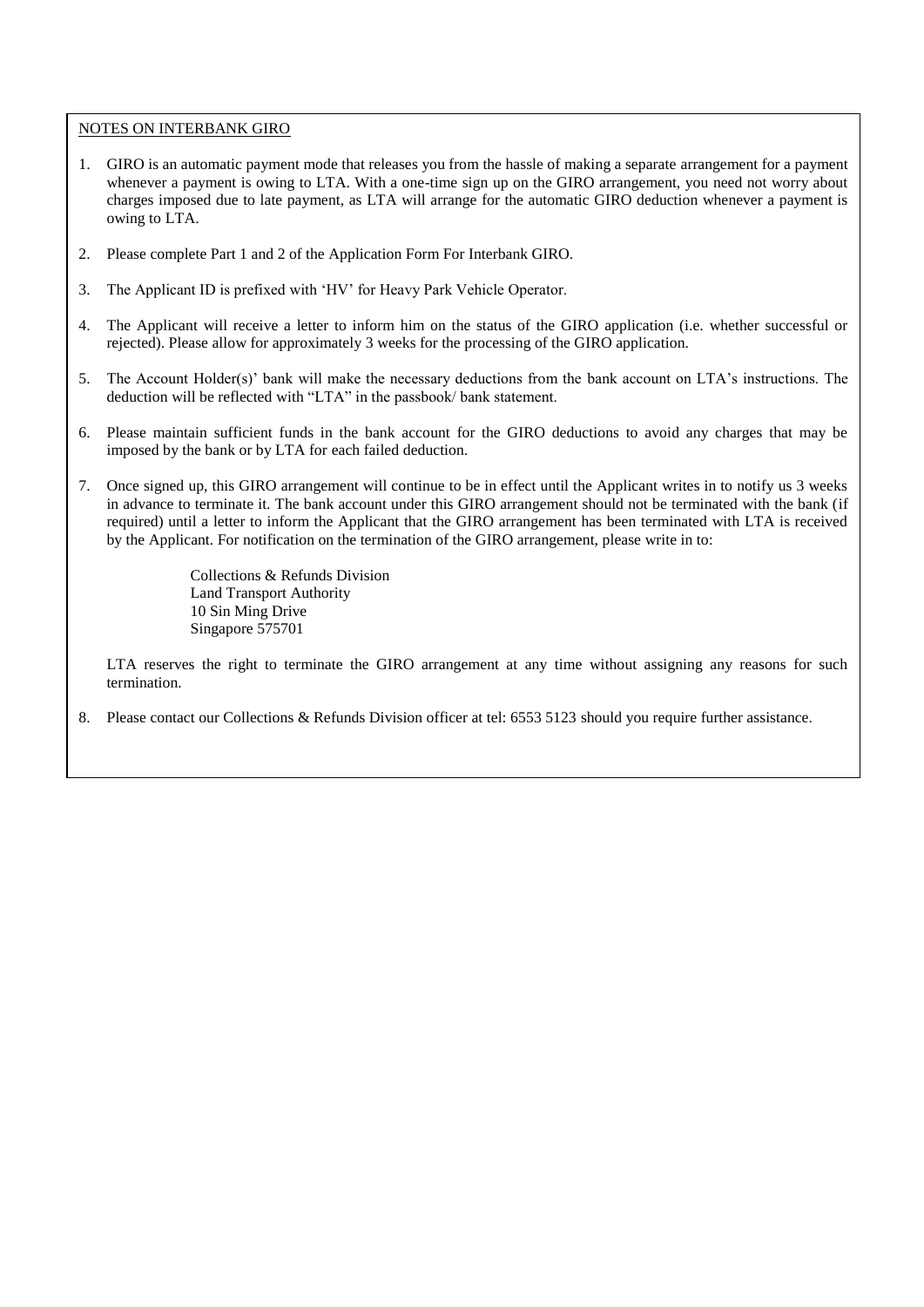<u>NOTES ON INTERBANK GIRO</u>

1. GIRO is an automatic payment mode that releases you from the hassle of making a separate arrangement for a payment whenever a payment is owing to LTA. With a one-time sign up on the GIRO arrangement, you need not worry about charges imposed due to late payment, as LTA will arrange for the automatic GIRO deduction whenever a payment is owing to LTA.

2. Please complete Part 1 and 2 of the Application Form For Interbank GIRO.

3. The Applicant ID is prefixed with 'HV' for Heavy Park Vehicle Operator.

4. The Applicant will receive a letter to inform him on the status of the GIRO application (i.e. whether successful or rejected). Please allow for approximately 3 weeks for the processing of the GIRO application.

5. The Account Holder(s)' bank will make the necessary deductions from the bank account on LTA's instructions. The deduction will be reflected with "LTA" in the passbook/ bank statement.

6. Please maintain sufficient funds in the bank account for the GIRO deductions to avoid any charges that may be imposed by the bank or by LTA for each failed deduction.

7. Once signed up, this GIRO arrangement will continue to be in effect until the Applicant writes in to notify us 3 weeks in advance to terminate it. The bank account under this GIRO arrangement should not be terminated with the bank (if required) until a letter to inform the Applicant that the GIRO arrangement has been terminated with LTA is received by the Applicant. For notification on the termination of the GIRO arrangement, please write in to:

   Collections & Refunds Division
   Land Transport Authority
   10 Sin Ming Drive
   Singapore 575701

   LTA reserves the right to terminate the GIRO arrangement at any time without assigning any reasons for such termination.

8. Please contact our Collections & Refunds Division officer at tel: 6553 5123 should you require further assistance.